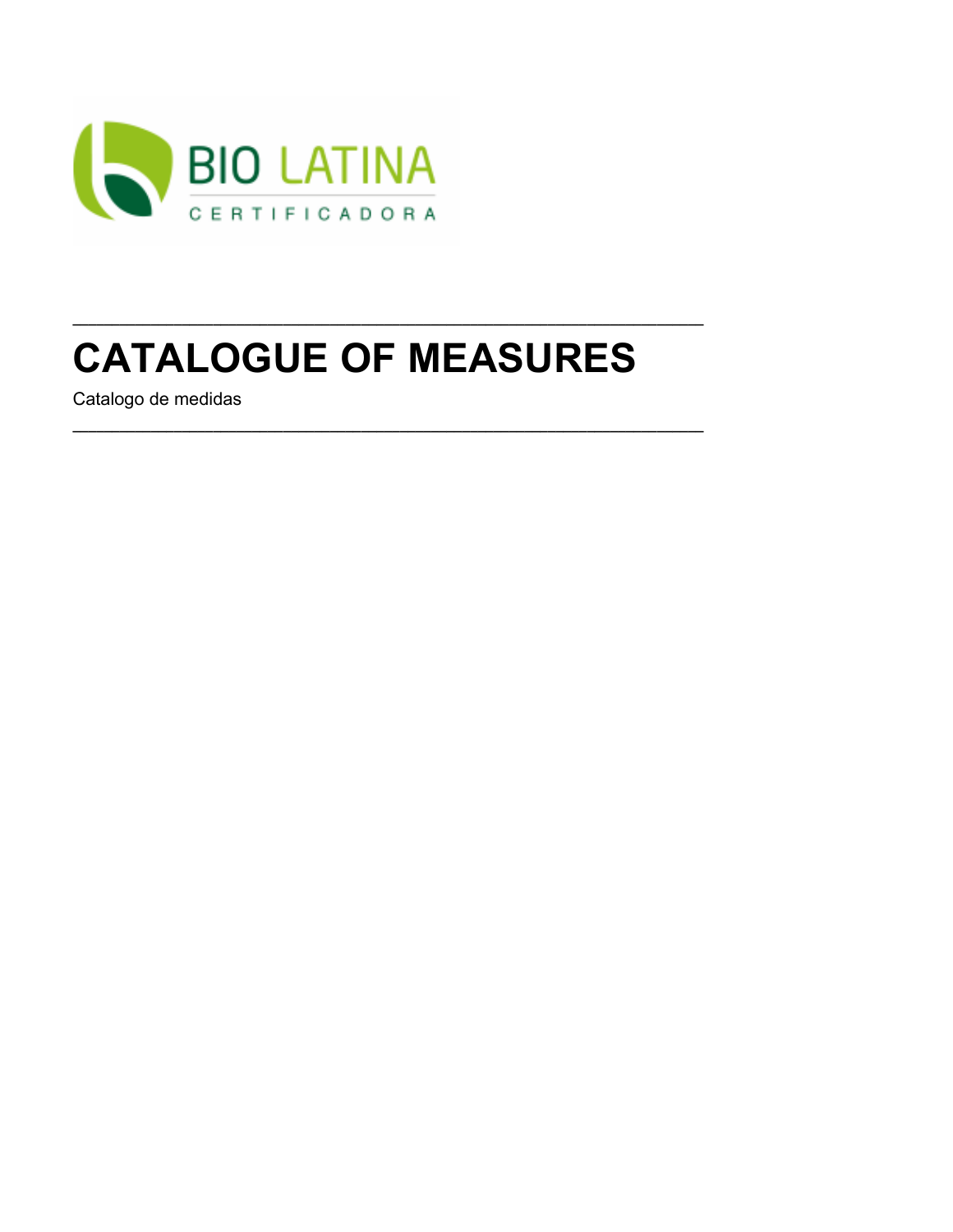BIO LATINA

CERTIFICADORA

---

# CATALOGUE OF MEASURES

Catalogo de medidas

---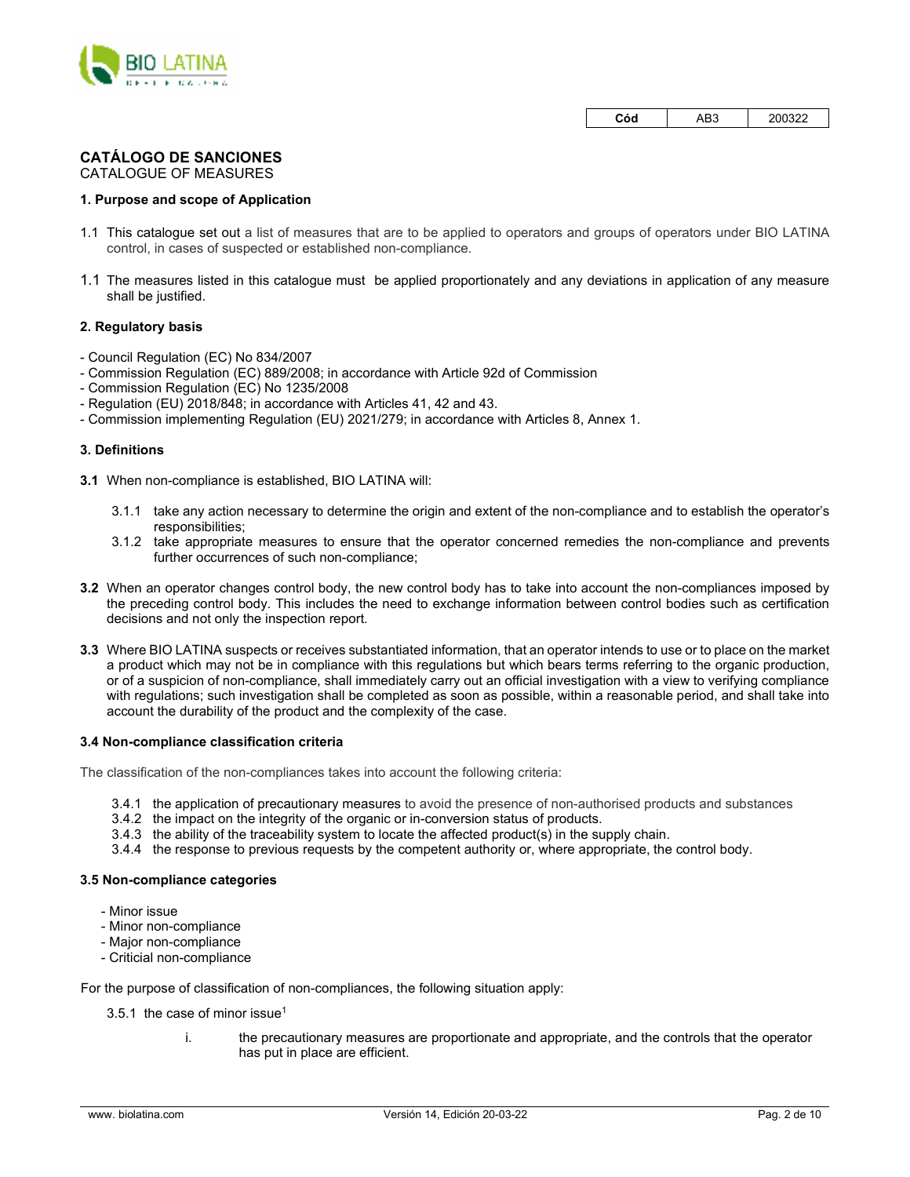| Cód | AB3 | 200322 |
|---|---|---|

## CATÁLOGO DE SANCIONES

CATALOGUE OF MEASURES

### 1. Purpose and scope of Application

1.1 This catalogue set out a list of measures that are to be applied to operators and groups of operators under BIO LATINA control, in cases of suspected or established non-compliance.

1.1 The measures listed in this catalogue must be applied proportionately and any deviations in application of any measure shall be justified.

### 2. Regulatory basis

- Council Regulation (EC) No 834/2007
- Commission Regulation (EC) 889/2008; in accordance with Article 92d of Commission
- Commission Regulation (EC) No 1235/2008
- Regulation (EU) 2018/848; in accordance with Articles 41, 42 and 43.
- Commission implementing Regulation (EU) 2021/279; in accordance with Articles 8, Annex 1.

### 3. Definitions

**3.1** When non-compliance is established, BIO LATINA will:

3.1.1 take any action necessary to determine the origin and extent of the non-compliance and to establish the operator's responsibilities;

3.1.2 take appropriate measures to ensure that the operator concerned remedies the non-compliance and prevents further occurrences of such non-compliance;

**3.2** When an operator changes control body, the new control body has to take into account the non-compliances imposed by the preceding control body. This includes the need to exchange information between control bodies such as certification decisions and not only the inspection report.

**3.3** Where BIO LATINA suspects or receives substantiated information, that an operator intends to use or to place on the market a product which may not be in compliance with this regulations but which bears terms referring to the organic production, or of a suspicion of non-compliance, shall immediately carry out an official investigation with a view to verifying compliance with regulations; such investigation shall be completed as soon as possible, within a reasonable period, and shall take into account the durability of the product and the complexity of the case.

### 3.4 Non-compliance classification criteria

The classification of the non-compliances takes into account the following criteria:

3.4.1 the application of precautionary measures to avoid the presence of non-authorised products and substances

3.4.2 the impact on the integrity of the organic or in-conversion status of products.

3.4.3 the ability of the traceability system to locate the affected product(s) in the supply chain.

3.4.4 the response to previous requests by the competent authority or, where appropriate, the control body.

### 3.5 Non-compliance categories

- Minor issue
- Minor non-compliance
- Major non-compliance
- Criticial non-compliance

For the purpose of classification of non-compliances, the following situation apply:

3.5.1 the case of minor issue[1]

i. the precautionary measures are proportionate and appropriate, and the controls that the operator has put in place are efficient.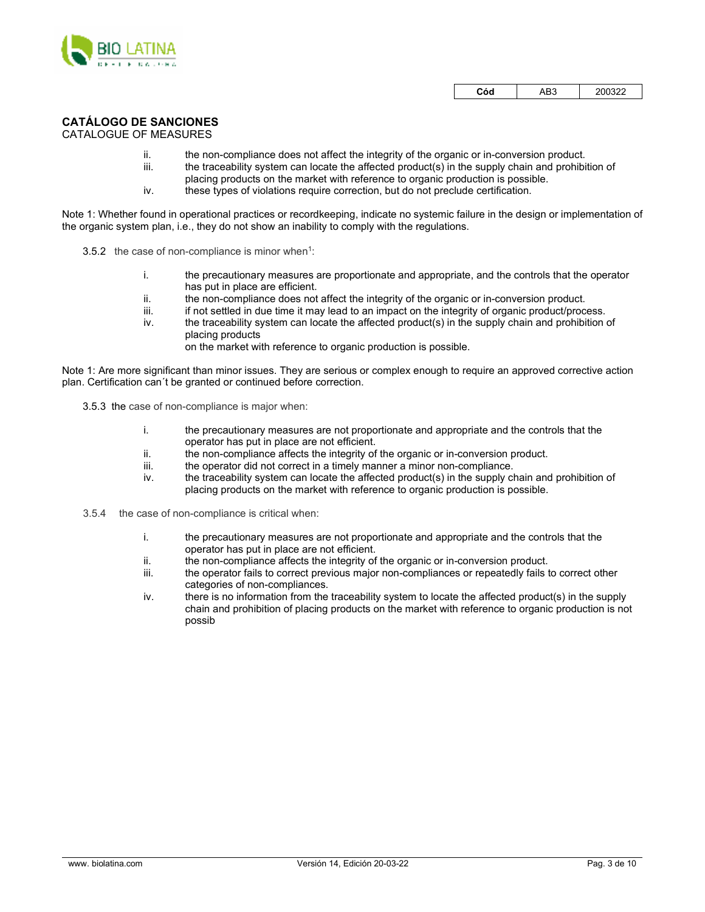## CATÁLOGO DE SANCIONES
CATALOGUE OF MEASURES

ii. the non-compliance does not affect the integrity of the organic or in-conversion product.
iii. the traceability system can locate the affected product(s) in the supply chain and prohibition of placing products on the market with reference to organic production is possible.
iv. these types of violations require correction, but do not preclude certification.

Note 1: Whether found in operational practices or recordkeeping, indicate no systemic failure in the design or implementation of the organic system plan, i.e., they do not show an inability to comply with the regulations.

3.5.2 the case of non-compliance is minor when[1]:

i. the precautionary measures are proportionate and appropriate, and the controls that the operator has put in place are efficient.
ii. the non-compliance does not affect the integrity of the organic or in-conversion product.
iii. if not settled in due time it may lead to an impact on the integrity of organic product/process.
iv. the traceability system can locate the affected product(s) in the supply chain and prohibition of placing products
on the market with reference to organic production is possible.

Note 1: Are more significant than minor issues. They are serious or complex enough to require an approved corrective action plan. Certification can´t be granted or continued before correction.

3.5.3 the case of non-compliance is major when:

i. the precautionary measures are not proportionate and appropriate and the controls that the operator has put in place are not efficient.
ii. the non-compliance affects the integrity of the organic or in-conversion product.
iii. the operator did not correct in a timely manner a minor non-compliance.
iv. the traceability system can locate the affected product(s) in the supply chain and prohibition of placing products on the market with reference to organic production is possible.

3.5.4 the case of non-compliance is critical when:

i. the precautionary measures are not proportionate and appropriate and the controls that the operator has put in place are not efficient.
ii. the non-compliance affects the integrity of the organic or in-conversion product.
iii. the operator fails to correct previous major non-compliances or repeatedly fails to correct other categories of non-compliances.
iv. there is no information from the traceability system to locate the affected product(s) in the supply chain and prohibition of placing products on the market with reference to organic production is not possib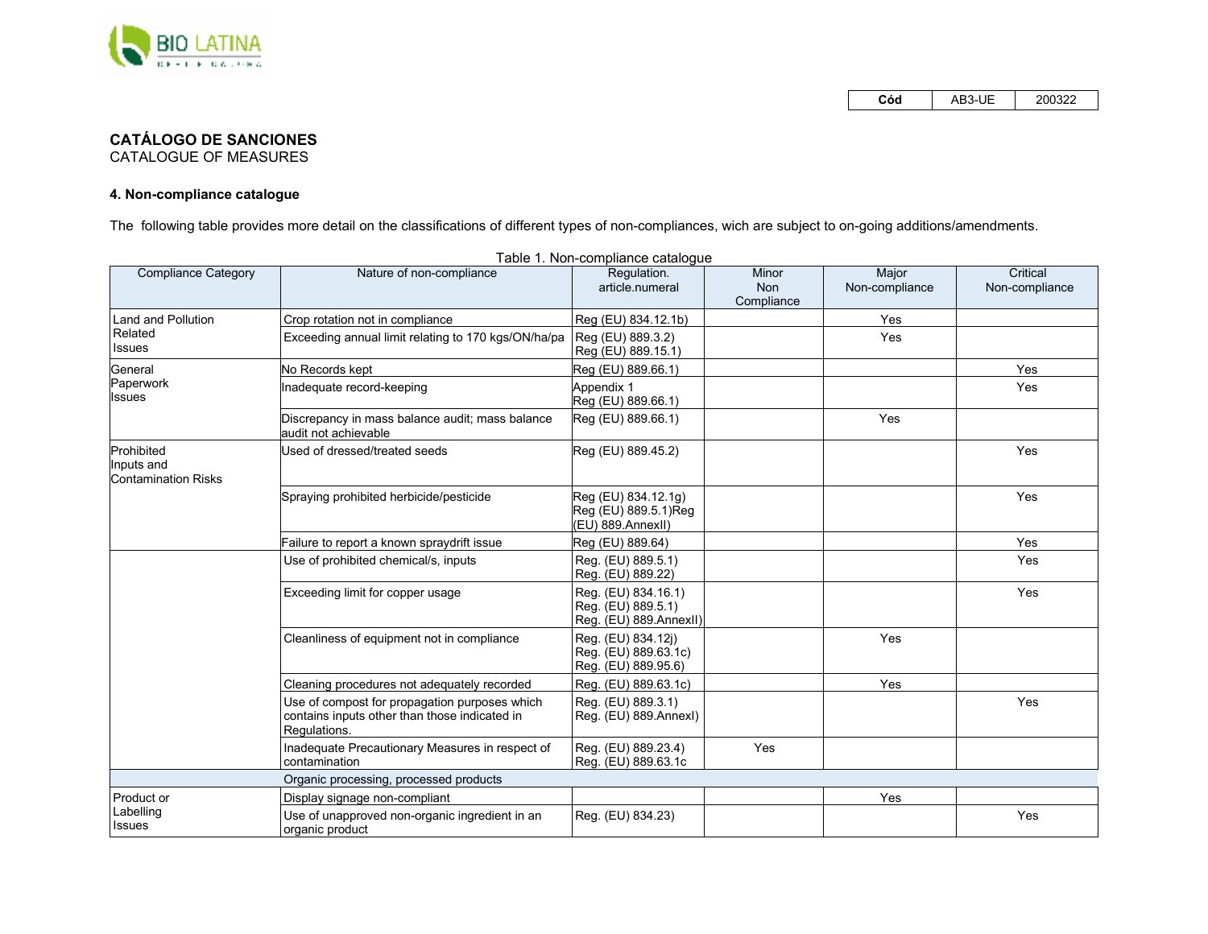| Cód | AB3-UE | 200322 |
|---|---|---|

**CATÁLOGO DE SANCIONES**
CATALOGUE OF MEASURES

### 4. Non-compliance catalogue

The following table provides more detail on the classifications of different types of non-compliances, wich are subject to on-going additions/amendments.

Table 1. Non-compliance catalogue

| Compliance Category | Nature of non-compliance | Regulation. article.numeral | Minor Non Compliance | Major Non-compliance | Critical Non-compliance |
|---|---|---|---|---|---|
| Land and Pollution Related Issues | Crop rotation not in compliance | Reg (EU) 834.12.1b) | | Yes | |
| | Exceeding annual limit relating to 170 kgs/ON/ha/pa | Reg (EU) 889.3.2) Reg (EU) 889.15.1) | | Yes | |
| General Paperwork Issues | No Records kept | Reg (EU) 889.66.1) | | | Yes |
| | Inadequate record-keeping | Appendix 1 Reg (EU) 889.66.1) | | | Yes |
| | Discrepancy in mass balance audit; mass balance audit not achievable | Reg (EU) 889.66.1) | | Yes | |
| Prohibited Inputs and Contamination Risks | Used of dressed/treated seeds | Reg (EU) 889.45.2) | | | Yes |
| | Spraying prohibited herbicide/pesticide | Reg (EU) 834.12.1g) Reg (EU) 889.5.1)Reg (EU) 889.AnnexII) | | | Yes |
| | Failure to report a known spraydrift issue | Reg (EU) 889.64) | | | Yes |
| | Use of prohibited chemical/s, inputs | Reg. (EU) 889.5.1) Reg. (EU) 889.22) | | | Yes |
| | Exceeding limit for copper usage | Reg. (EU) 834.16.1) Reg. (EU) 889.5.1) Reg. (EU) 889.AnnexII) | | | Yes |
| | Cleanliness of equipment not in compliance | Reg. (EU) 834.12j) Reg. (EU) 889.63.1c) Reg. (EU) 889.95.6) | | Yes | |
| | Cleaning procedures not adequately recorded | Reg. (EU) 889.63.1c) | | Yes | |
| | Use of compost for propagation purposes which contains inputs other than those indicated in Regulations. | Reg. (EU) 889.3.1) Reg. (EU) 889.AnnexI) | | | Yes |
| | Inadequate Precautionary Measures in respect of contamination | Reg. (EU) 889.23.4) Reg. (EU) 889.63.1c | Yes | | |
| | Organic processing, processed products | | | | |
| Product or Labelling Issues | Display signage non-compliant | | | Yes | |
| | Use of unapproved non-organic ingredient in an organic product | Reg. (EU) 834.23) | | | Yes |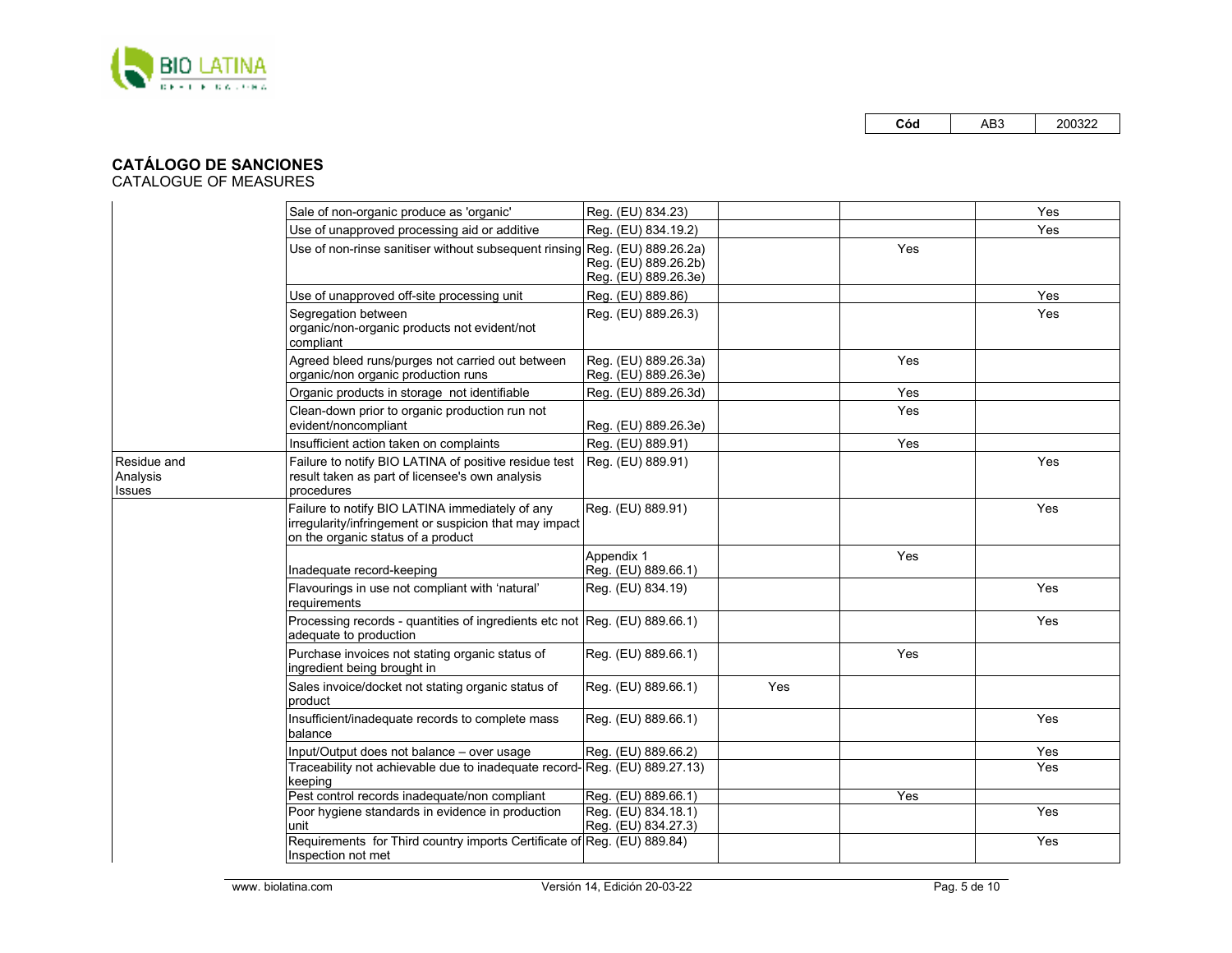| Cód | AB3 | 200322 |
|---|---|---|

**CATÁLOGO DE SANCIONES**
CATALOGUE OF MEASURES

| | | | | | |
|---|---|---|---|---|---|
| | Sale of non-organic produce as 'organic' | Reg. (EU) 834.23) | | | Yes |
| | Use of unapproved processing aid or additive | Reg. (EU) 834.19.2) | | | Yes |
| | Use of non-rinse sanitiser without subsequent rinsing | Reg. (EU) 889.26.2a) Reg. (EU) 889.26.2b) Reg. (EU) 889.26.3e) | | Yes | |
| | Use of unapproved off-site processing unit | Reg. (EU) 889.86) | | | Yes |
| | Segregation between organic/non-organic products not evident/not compliant | Reg. (EU) 889.26.3) | | | Yes |
| | Agreed bleed runs/purges not carried out between organic/non organic production runs | Reg. (EU) 889.26.3a) Reg. (EU) 889.26.3e) | | Yes | |
| | Organic products in storage not identifiable | Reg. (EU) 889.26.3d) | | Yes | |
| | Clean-down prior to organic production run not evident/noncompliant | Reg. (EU) 889.26.3e) | | Yes | |
| | Insufficient action taken on complaints | Reg. (EU) 889.91) | | Yes | |
| Residue and Analysis Issues | Failure to notify BIO LATINA of positive residue test result taken as part of licensee's own analysis procedures | Reg. (EU) 889.91) | | | Yes |
| | Failure to notify BIO LATINA immediately of any irregularity/infringement or suspicion that may impact on the organic status of a product | Reg. (EU) 889.91) | | | Yes |
| | Inadequate record-keeping | Appendix 1 Reg. (EU) 889.66.1) | | Yes | |
| | Flavourings in use not compliant with 'natural' requirements | Reg. (EU) 834.19) | | | Yes |
| | Processing records - quantities of ingredients etc not adequate to production | Reg. (EU) 889.66.1) | | | Yes |
| | Purchase invoices not stating organic status of ingredient being brought in | Reg. (EU) 889.66.1) | | Yes | |
| | Sales invoice/docket not stating organic status of product | Reg. (EU) 889.66.1) | Yes | | |
| | Insufficient/inadequate records to complete mass balance | Reg. (EU) 889.66.1) | | | Yes |
| | Input/Output does not balance – over usage | Reg. (EU) 889.66.2) | | | Yes |
| | Traceability not achievable due to inadequate record-keeping | Reg. (EU) 889.27.13) | | | Yes |
| | Pest control records inadequate/non compliant | Reg. (EU) 889.66.1) | | Yes | |
| | Poor hygiene standards in evidence in production unit | Reg. (EU) 834.18.1) Reg. (EU) 834.27.3) | | | Yes |
| | Requirements for Third country imports Certificate of Inspection not met | Reg. (EU) 889.84) | | | Yes |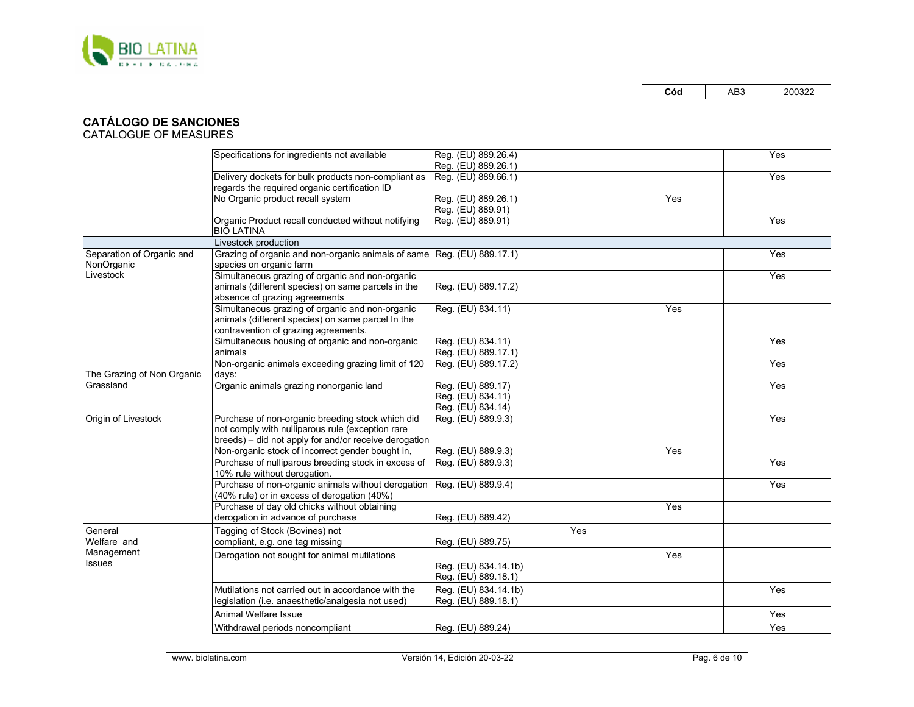| Cód | AB3 | 200322 |
|---|---|---|

**CATÁLOGO DE SANCIONES**
CATALOGUE OF MEASURES

| | | | | | |
|---|---|---|---|---|---|
| | Specifications for ingredients not available | Reg. (EU) 889.26.4) Reg. (EU) 889.26.1) | | | Yes |
| | Delivery dockets for bulk products non-compliant as regards the required organic certification ID | Reg. (EU) 889.66.1) | | | Yes |
| | No Organic product recall system | Reg. (EU) 889.26.1) Reg. (EU) 889.91) | | Yes | |
| | Organic Product recall conducted without notifying BIO LATINA | Reg. (EU) 889.91) | | | Yes |
| | Livestock production | | | | |
| Separation of Organic and NonOrganic Livestock | Grazing of organic and non-organic animals of same species on organic farm | Reg. (EU) 889.17.1) | | | Yes |
| | Simultaneous grazing of organic and non-organic animals (different species) on same parcels in the absence of grazing agreements | Reg. (EU) 889.17.2) | | | Yes |
| | Simultaneous grazing of organic and non-organic animals (different species) on same parcel In the contravention of grazing agreements. | Reg. (EU) 834.11) | | Yes | |
| | Simultaneous housing of organic and non-organic animals | Reg. (EU) 834.11) Reg. (EU) 889.17.1) | | | Yes |
| The Grazing of Non Organic Grassland | Non-organic animals exceeding grazing limit of 120 days: | Reg. (EU) 889.17.2) | | | Yes |
| | Organic animals grazing nonorganic land | Reg. (EU) 889.17) Reg. (EU) 834.11) Reg. (EU) 834.14) | | | Yes |
| Origin of Livestock | Purchase of non-organic breeding stock which did not comply with nulliparous rule (exception rare breeds) – did not apply for and/or receive derogation | Reg. (EU) 889.9.3) | | | Yes |
| | Non-organic stock of incorrect gender bought in, | Reg. (EU) 889.9.3) | | Yes | |
| | Purchase of nulliparous breeding stock in excess of 10% rule without derogation. | Reg. (EU) 889.9.3) | | | Yes |
| | Purchase of non-organic animals without derogation (40% rule) or in excess of derogation (40%) | Reg. (EU) 889.9.4) | | | Yes |
| | Purchase of day old chicks without obtaining derogation in advance of purchase | Reg. (EU) 889.42) | | Yes | |
| General Welfare and Management Issues | Tagging of Stock (Bovines) not compliant, e.g. one tag missing | Reg. (EU) 889.75) | Yes | | |
| | Derogation not sought for animal mutilations | Reg. (EU) 834.14.1b) Reg. (EU) 889.18.1) | | Yes | |
| | Mutilations not carried out in accordance with the legislation (i.e. anaesthetic/analgesia not used) | Reg. (EU) 834.14.1b) Reg. (EU) 889.18.1) | | | Yes |
| | Animal Welfare Issue | | | | Yes |
| | Withdrawal periods noncompliant | Reg. (EU) 889.24) | | | Yes |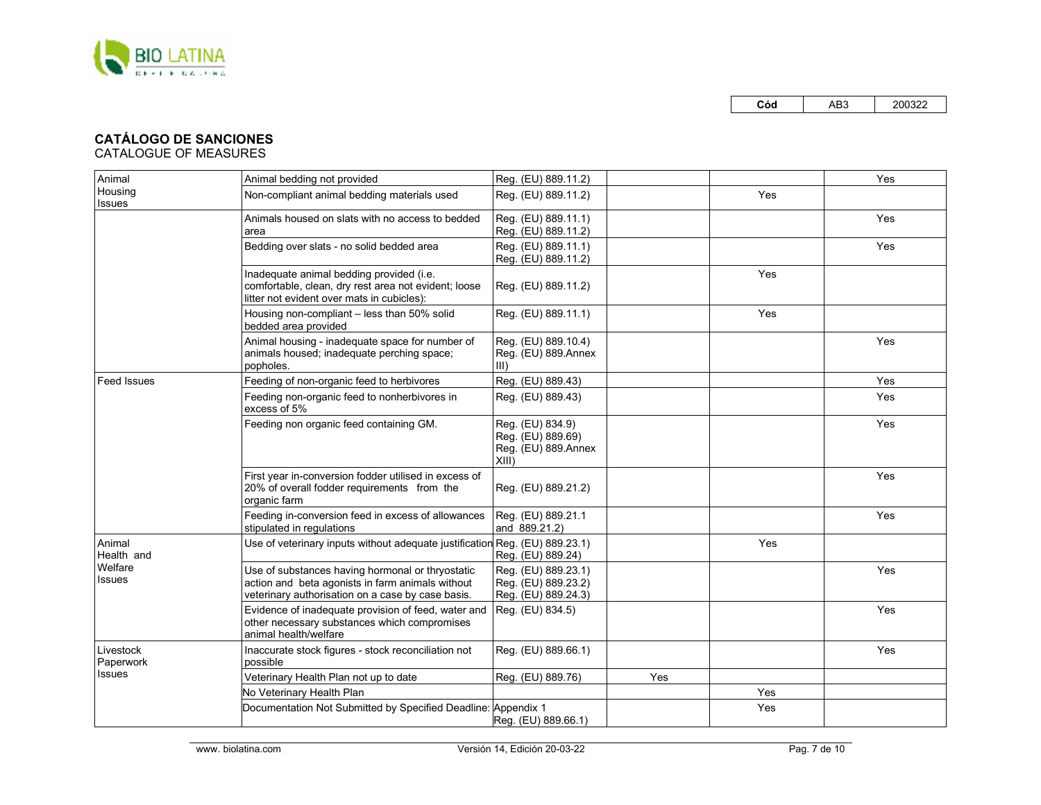| Cód | AB3 | 200322 |
|---|---|---|

## CATÁLOGO DE SANCIONES

CATALOGUE OF MEASURES

| | | | | | |
|---|---|---|---|---|---|
| Animal Housing Issues | Animal bedding not provided | Reg. (EU) 889.11.2) | | | Yes |
| | Non-compliant animal bedding materials used | Reg. (EU) 889.11.2) | | Yes | |
| | Animals housed on slats with no access to bedded area | Reg. (EU) 889.11.1) Reg. (EU) 889.11.2) | | | Yes |
| | Bedding over slats - no solid bedded area | Reg. (EU) 889.11.1) Reg. (EU) 889.11.2) | | | Yes |
| | Inadequate animal bedding provided (i.e. comfortable, clean, dry rest area not evident; loose litter not evident over mats in cubicles): | Reg. (EU) 889.11.2) | | Yes | |
| | Housing non-compliant – less than 50% solid bedded area provided | Reg. (EU) 889.11.1) | | Yes | |
| | Animal housing - inadequate space for number of animals housed; inadequate perching space; popholes. | Reg. (EU) 889.10.4) Reg. (EU) 889.Annex III) | | | Yes |
| Feed Issues | Feeding of non-organic feed to herbivores | Reg. (EU) 889.43) | | | Yes |
| | Feeding non-organic feed to nonherbivores in excess of 5% | Reg. (EU) 889.43) | | | Yes |
| | Feeding non organic feed containing GM. | Reg. (EU) 834.9) Reg. (EU) 889.69) Reg. (EU) 889.Annex XIII) | | | Yes |
| | First year in-conversion fodder utilised in excess of 20% of overall fodder requirements from the organic farm | Reg. (EU) 889.21.2) | | | Yes |
| | Feeding in-conversion feed in excess of allowances stipulated in regulations | Reg. (EU) 889.21.1 and 889.21.2) | | | Yes |
| Animal Health and Welfare Issues | Use of veterinary inputs without adequate justification | Reg. (EU) 889.23.1) Reg. (EU) 889.24) | | Yes | |
| | Use of substances having hormonal or thryostatic action and beta agonists in farm animals without veterinary authorisation on a case by case basis. | Reg. (EU) 889.23.1) Reg. (EU) 889.23.2) Reg. (EU) 889.24.3) | | | Yes |
| | Evidence of inadequate provision of feed, water and other necessary substances which compromises animal health/welfare | Reg. (EU) 834.5) | | | Yes |
| Livestock Paperwork Issues | Inaccurate stock figures - stock reconciliation not possible | Reg. (EU) 889.66.1) | | | Yes |
| | Veterinary Health Plan not up to date | Reg. (EU) 889.76) | Yes | | |
| | No Veterinary Health Plan | | | Yes | |
| | Documentation Not Submitted by Specified Deadline: | Appendix 1 Reg. (EU) 889.66.1) | | Yes | |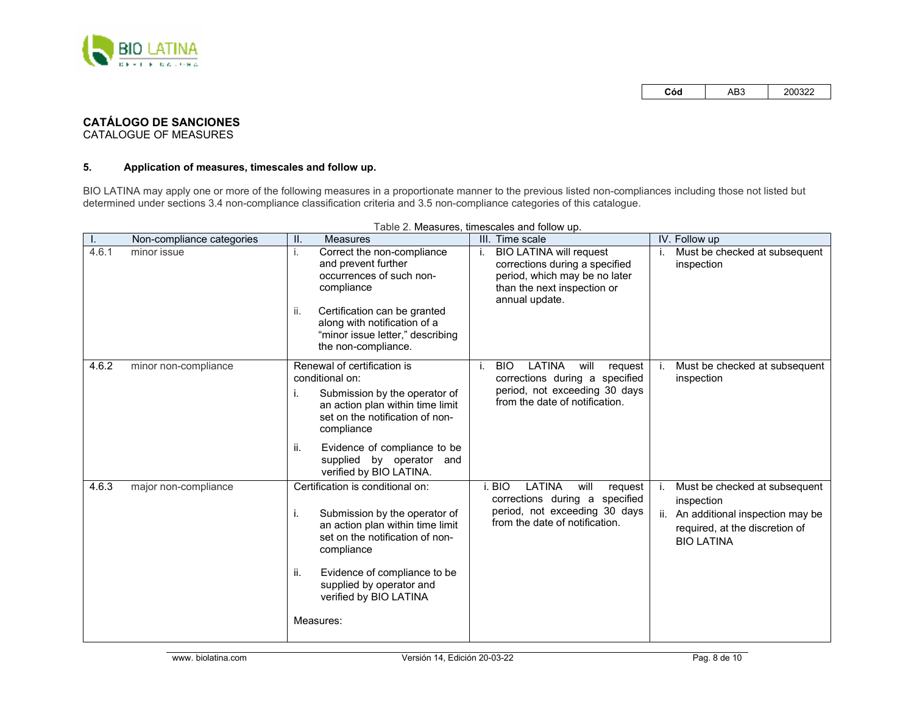| Cód | AB3 | 200322 |
|---|---|---|

**CATÁLOGO DE SANCIONES**
CATALOGUE OF MEASURES

### 5. Application of measures, timescales and follow up.

BIO LATINA may apply one or more of the following measures in a proportionate manner to the previous listed non-compliances including those not listed but determined under sections 3.4 non-compliance classification criteria and 3.5 non-compliance categories of this catalogue.

Table 2. Measures, timescales and follow up.

| I. | Non-compliance categories | II. Measures | III. Time scale | IV. Follow up |
|---|---|---|---|---|
| 4.6.1 | minor issue | i. Correct the non-compliance and prevent further occurrences of such non-compliance<br>ii. Certification can be granted along with notification of a "minor issue letter," describing the non-compliance. | i. BIO LATINA will request corrections during a specified period, which may be no later than the next inspection or annual update. | i. Must be checked at subsequent inspection |
| 4.6.2 | minor non-compliance | Renewal of certification is conditional on:<br>i. Submission by the operator of an action plan within time limit set on the notification of non-compliance<br>ii. Evidence of compliance to be supplied by operator and verified by BIO LATINA. | i. BIO LATINA will request corrections during a specified period, not exceeding 30 days from the date of notification. | i. Must be checked at subsequent inspection |
| 4.6.3 | major non-compliance | Certification is conditional on:<br>i. Submission by the operator of an action plan within time limit set on the notification of non-compliance<br>ii. Evidence of compliance to be supplied by operator and verified by BIO LATINA<br>Measures: | i. BIO LATINA will request corrections during a specified period, not exceeding 30 days from the date of notification. | i. Must be checked at subsequent inspection<br>ii. An additional inspection may be required, at the discretion of BIO LATINA |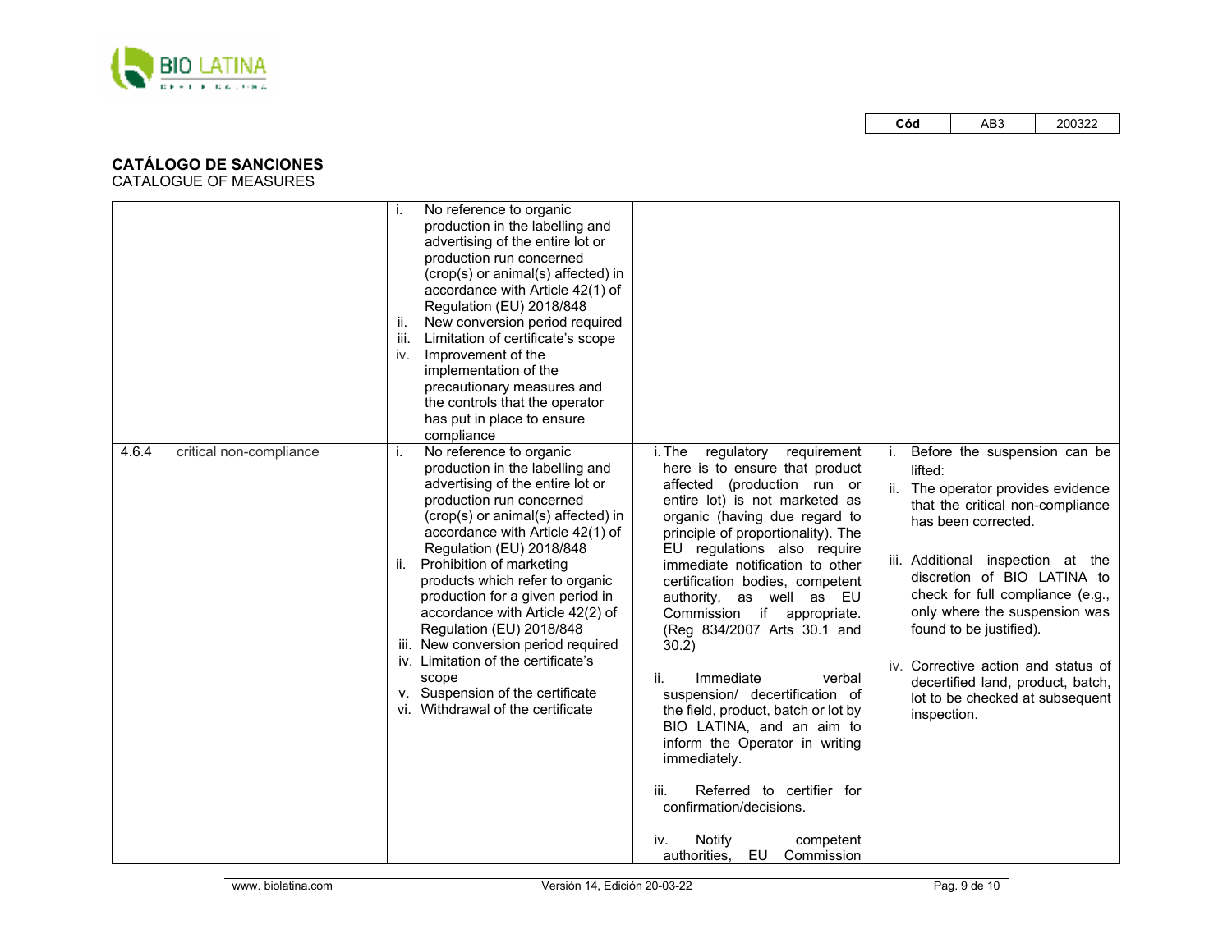**CATÁLOGO DE SANCIONES**
CATALOGUE OF MEASURES

| | | | |
|---|---|---|---|
| | i. No reference to organic production in the labelling and advertising of the entire lot or production run concerned (crop(s) or animal(s) affected) in accordance with Article 42(1) of Regulation (EU) 2018/848<br>ii. New conversion period required<br>iii. Limitation of certificate's scope<br>iv. Improvement of the implementation of the precautionary measures and the controls that the operator has put in place to ensure compliance | | |
| 4.6.4 critical non-compliance | i. No reference to organic production in the labelling and advertising of the entire lot or production run concerned (crop(s) or animal(s) affected) in accordance with Article 42(1) of Regulation (EU) 2018/848<br>ii. Prohibition of marketing products which refer to organic production for a given period in accordance with Article 42(2) of Regulation (EU) 2018/848<br>iii. New conversion period required<br>iv. Limitation of the certificate's scope<br>v. Suspension of the certificate<br>vi. Withdrawal of the certificate | i. The regulatory requirement here is to ensure that product affected (production run or entire lot) is not marketed as organic (having due regard to principle of proportionality). The EU regulations also require immediate notification to other certification bodies, competent authority, as well as EU Commission if appropriate. (Reg 834/2007 Arts 30.1 and 30.2)<br><br>ii. Immediate verbal suspension/ decertification of the field, product, batch or lot by BIO LATINA, and an aim to inform the Operator in writing immediately.<br><br>iii. Referred to certifier for confirmation/decisions.<br><br>iv. Notify competent authorities, EU Commission | i. Before the suspension can be lifted:<br>ii. The operator provides evidence that the critical non-compliance has been corrected.<br><br>iii. Additional inspection at the discretion of BIO LATINA to check for full compliance (e.g., only where the suspension was found to be justified).<br><br>iv. Corrective action and status of decertified land, product, batch, lot to be checked at subsequent inspection. |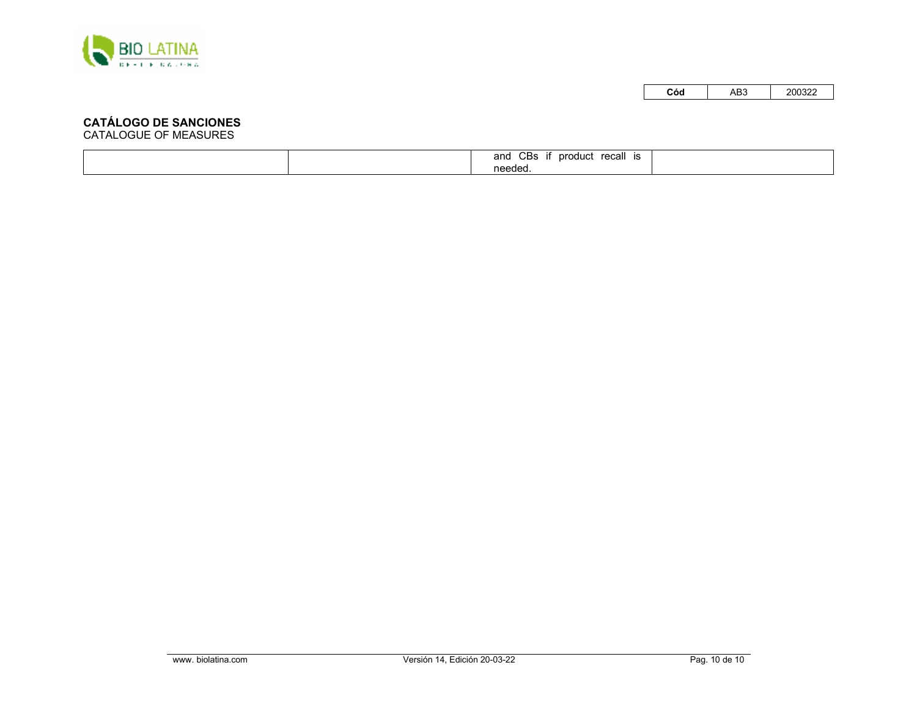**CATÁLOGO DE SANCIONES**
CATALOGUE OF MEASURES

| | | | |
|---|---|---|---|
| | | and CBs if product recall is needed. | |